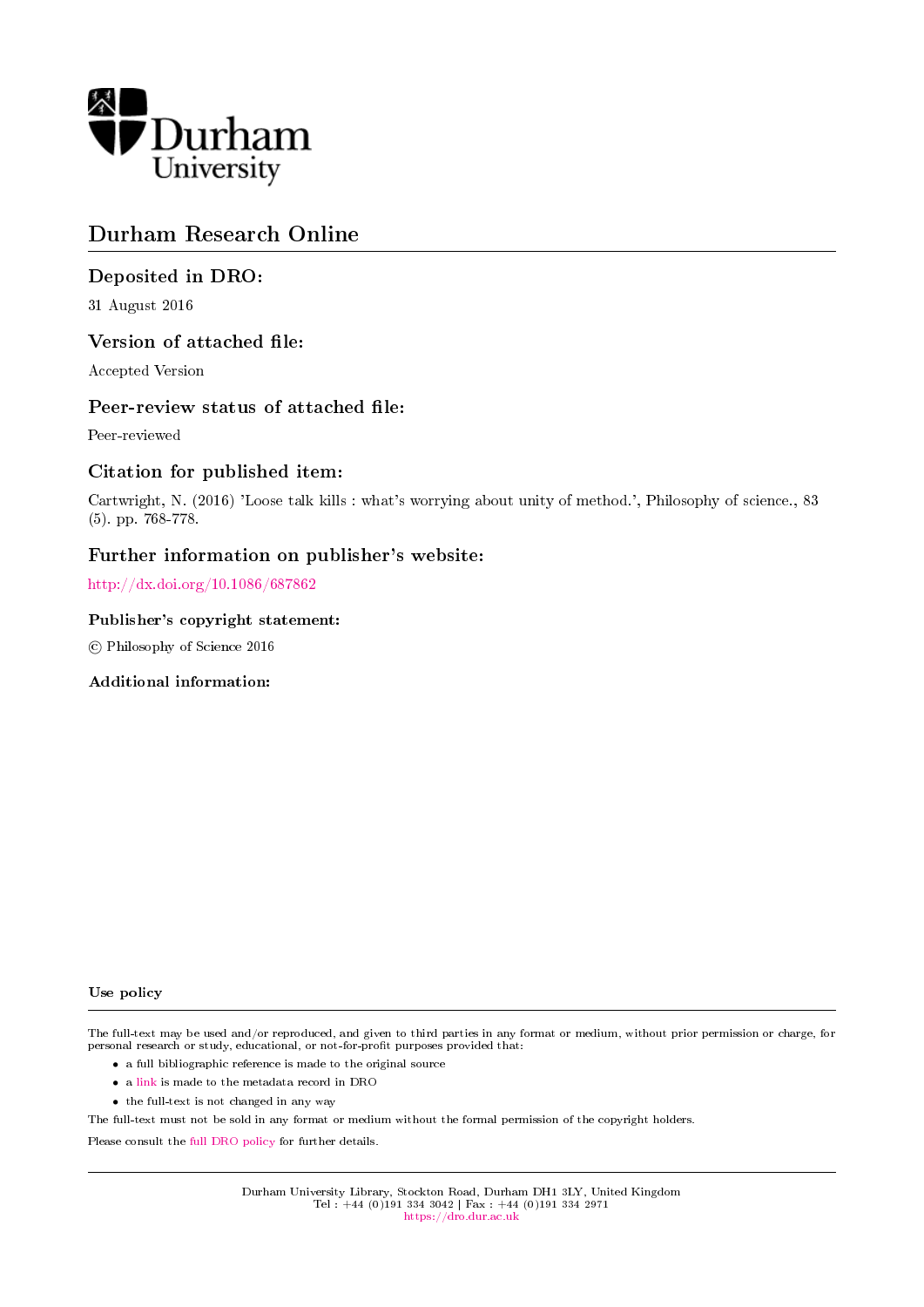Durham University

# Durham Research Online

## Deposited in DRO:

31 August 2016

## Version of attached file:

Accepted Version

## Peer-review status of attached file:

Peer-reviewed

## Citation for published item:

Cartwright, N. (2016) 'Loose talk kills : what's worrying about unity of method.', Philosophy of science., 83 (5). pp. 768-778.

## Further information on publisher's website:

http://dx.doi.org/10.1086/687862

### Publisher's copyright statement:

© Philosophy of Science 2016

### Additional information:

### Use policy

The full-text may be used and/or reproduced, and given to third parties in any format or medium, without prior permission or charge, for personal research or study, educational, or not-for-profit purposes provided that:

- a full bibliographic reference is made to the original source
- a link is made to the metadata record in DRO
- the full-text is not changed in any way

The full-text must not be sold in any format or medium without the formal permission of the copyright holders.

Please consult the full DRO policy for further details.

Durham University Library, Stockton Road, Durham DH1 3LY, United Kingdom
Tel : +44 (0)191 334 3042 | Fax : +44 (0)191 334 2971
https://dro.dur.ac.uk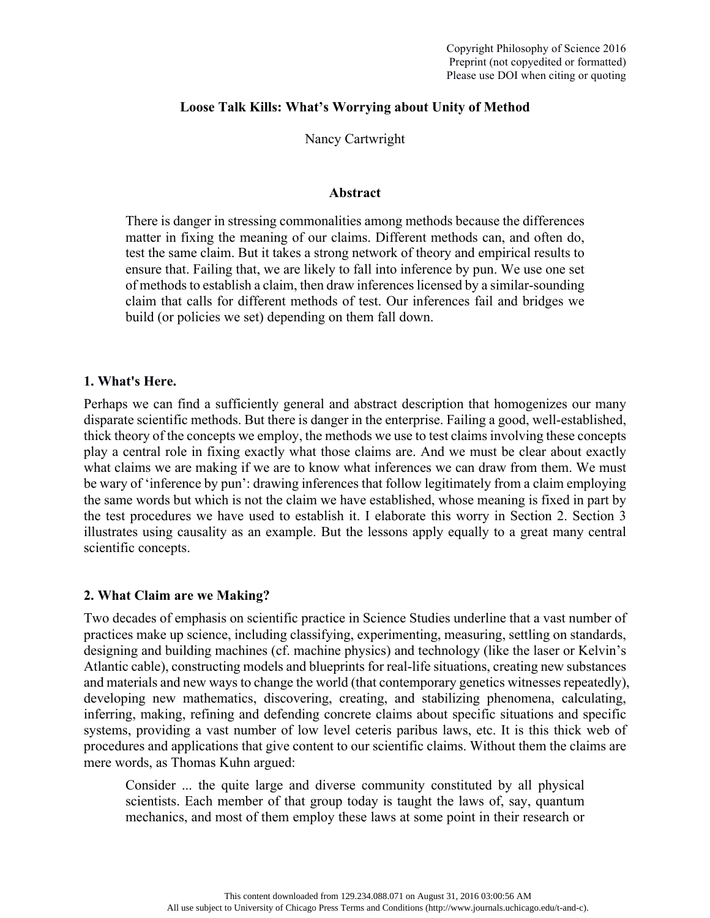# Loose Talk Kills: What's Worrying about Unity of Method

Nancy Cartwright

## Abstract

There is danger in stressing commonalities among methods because the differences matter in fixing the meaning of our claims. Different methods can, and often do, test the same claim. But it takes a strong network of theory and empirical results to ensure that. Failing that, we are likely to fall into inference by pun. We use one set of methods to establish a claim, then draw inferences licensed by a similar-sounding claim that calls for different methods of test. Our inferences fail and bridges we build (or policies we set) depending on them fall down.

## 1. What's Here.

Perhaps we can find a sufficiently general and abstract description that homogenizes our many disparate scientific methods. But there is danger in the enterprise. Failing a good, well-established, thick theory of the concepts we employ, the methods we use to test claims involving these concepts play a central role in fixing exactly what those claims are. And we must be clear about exactly what claims we are making if we are to know what inferences we can draw from them. We must be wary of 'inference by pun': drawing inferences that follow legitimately from a claim employing the same words but which is not the claim we have established, whose meaning is fixed in part by the test procedures we have used to establish it. I elaborate this worry in Section 2. Section 3 illustrates using causality as an example. But the lessons apply equally to a great many central scientific concepts.

## 2. What Claim are we Making?

Two decades of emphasis on scientific practice in Science Studies underline that a vast number of practices make up science, including classifying, experimenting, measuring, settling on standards, designing and building machines (cf. machine physics) and technology (like the laser or Kelvin's Atlantic cable), constructing models and blueprints for real-life situations, creating new substances and materials and new ways to change the world (that contemporary genetics witnesses repeatedly), developing new mathematics, discovering, creating, and stabilizing phenomena, calculating, inferring, making, refining and defending concrete claims about specific situations and specific systems, providing a vast number of low level ceteris paribus laws, etc. It is this thick web of procedures and applications that give content to our scientific claims. Without them the claims are mere words, as Thomas Kuhn argued:

> Consider ... the quite large and diverse community constituted by all physical scientists. Each member of that group today is taught the laws of, say, quantum mechanics, and most of them employ these laws at some point in their research or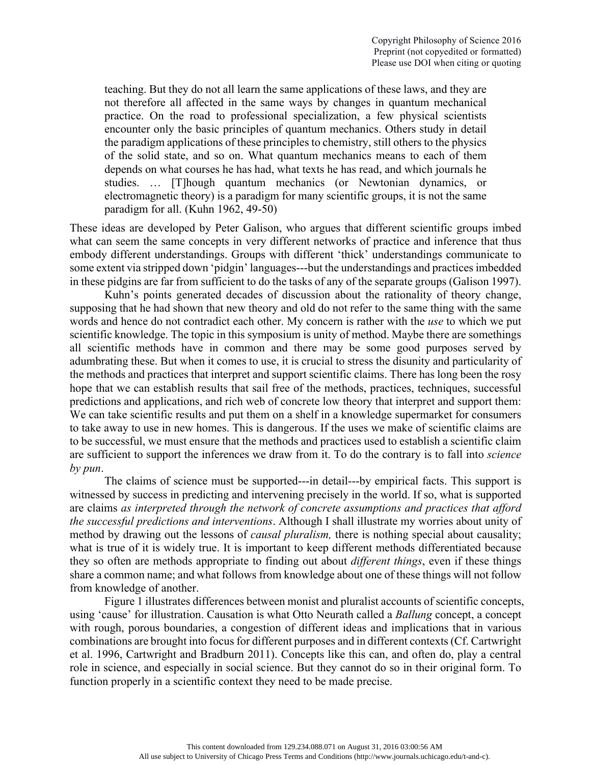> teaching. But they do not all learn the same applications of these laws, and they are not therefore all affected in the same ways by changes in quantum mechanical practice. On the road to professional specialization, a few physical scientists encounter only the basic principles of quantum mechanics. Others study in detail the paradigm applications of these principles to chemistry, still others to the physics of the solid state, and so on. What quantum mechanics means to each of them depends on what courses he has had, what texts he has read, and which journals he studies. … [T]hough quantum mechanics (or Newtonian dynamics, or electromagnetic theory) is a paradigm for many scientific groups, it is not the same paradigm for all. (Kuhn 1962, 49-50)

These ideas are developed by Peter Galison, who argues that different scientific groups imbed what can seem the same concepts in very different networks of practice and inference that thus embody different understandings. Groups with different 'thick' understandings communicate to some extent via stripped down 'pidgin' languages---but the understandings and practices imbedded in these pidgins are far from sufficient to do the tasks of any of the separate groups (Galison 1997).

Kuhn's points generated decades of discussion about the rationality of theory change, supposing that he had shown that new theory and old do not refer to the same thing with the same words and hence do not contradict each other. My concern is rather with the *use* to which we put scientific knowledge. The topic in this symposium is unity of method. Maybe there are somethings all scientific methods have in common and there may be some good purposes served by adumbrating these. But when it comes to use, it is crucial to stress the disunity and particularity of the methods and practices that interpret and support scientific claims. There has long been the rosy hope that we can establish results that sail free of the methods, practices, techniques, successful predictions and applications, and rich web of concrete low theory that interpret and support them: We can take scientific results and put them on a shelf in a knowledge supermarket for consumers to take away to use in new homes. This is dangerous. If the uses we make of scientific claims are to be successful, we must ensure that the methods and practices used to establish a scientific claim are sufficient to support the inferences we draw from it. To do the contrary is to fall into *science by pun*.

The claims of science must be supported---in detail---by empirical facts. This support is witnessed by success in predicting and intervening precisely in the world. If so, what is supported are claims *as interpreted through the network of concrete assumptions and practices that afford the successful predictions and interventions*. Although I shall illustrate my worries about unity of method by drawing out the lessons of *causal pluralism,* there is nothing special about causality; what is true of it is widely true. It is important to keep different methods differentiated because they so often are methods appropriate to finding out about *different things*, even if these things share a common name; and what follows from knowledge about one of these things will not follow from knowledge of another.

Figure 1 illustrates differences between monist and pluralist accounts of scientific concepts, using 'cause' for illustration. Causation is what Otto Neurath called a *Ballung* concept, a concept with rough, porous boundaries, a congestion of different ideas and implications that in various combinations are brought into focus for different purposes and in different contexts (Cf. Cartwright et al. 1996, Cartwright and Bradburn 2011). Concepts like this can, and often do, play a central role in science, and especially in social science. But they cannot do so in their original form. To function properly in a scientific context they need to be made precise.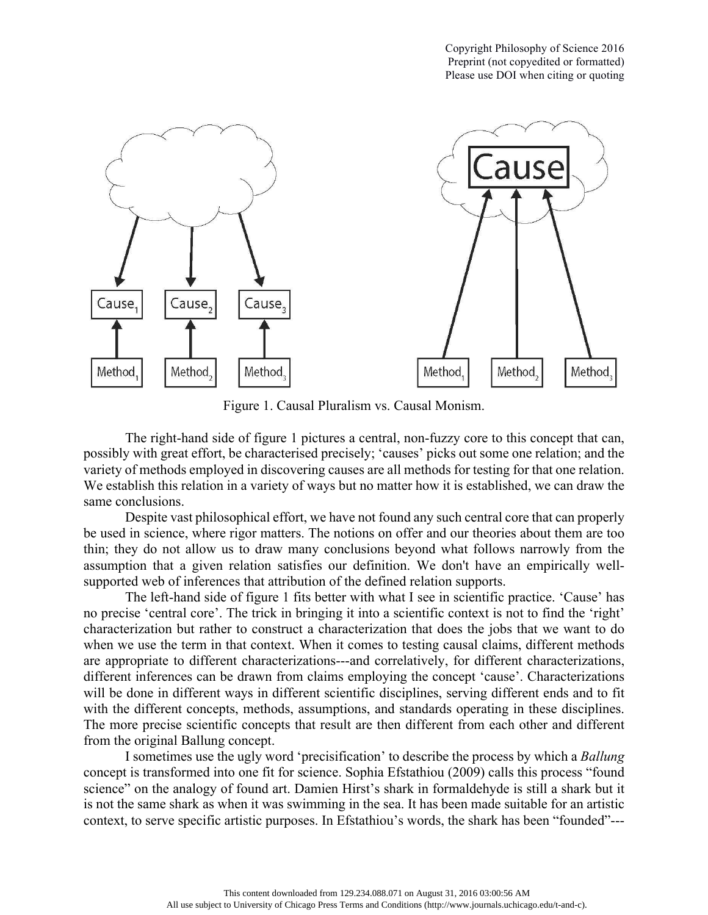Figure 1. Causal Pluralism vs. Causal Monism.

The right-hand side of figure 1 pictures a central, non-fuzzy core to this concept that can, possibly with great effort, be characterised precisely; 'causes' picks out some one relation; and the variety of methods employed in discovering causes are all methods for testing for that one relation. We establish this relation in a variety of ways but no matter how it is established, we can draw the same conclusions.

Despite vast philosophical effort, we have not found any such central core that can properly be used in science, where rigor matters. The notions on offer and our theories about them are too thin; they do not allow us to draw many conclusions beyond what follows narrowly from the assumption that a given relation satisfies our definition. We don't have an empirically well-supported web of inferences that attribution of the defined relation supports.

The left-hand side of figure 1 fits better with what I see in scientific practice. 'Cause' has no precise 'central core'. The trick in bringing it into a scientific context is not to find the 'right' characterization but rather to construct a characterization that does the jobs that we want to do when we use the term in that context. When it comes to testing causal claims, different methods are appropriate to different characterizations---and correlatively, for different characterizations, different inferences can be drawn from claims employing the concept 'cause'. Characterizations will be done in different ways in different scientific disciplines, serving different ends and to fit with the different concepts, methods, assumptions, and standards operating in these disciplines. The more precise scientific concepts that result are then different from each other and different from the original Ballung concept.

I sometimes use the ugly word 'precisification' to describe the process by which a *Ballung* concept is transformed into one fit for science. Sophia Efstathiou (2009) calls this process "found science" on the analogy of found art. Damien Hirst's shark in formaldehyde is still a shark but it is not the same shark as when it was swimming in the sea. It has been made suitable for an artistic context, to serve specific artistic purposes. In Efstathiou's words, the shark has been "founded"---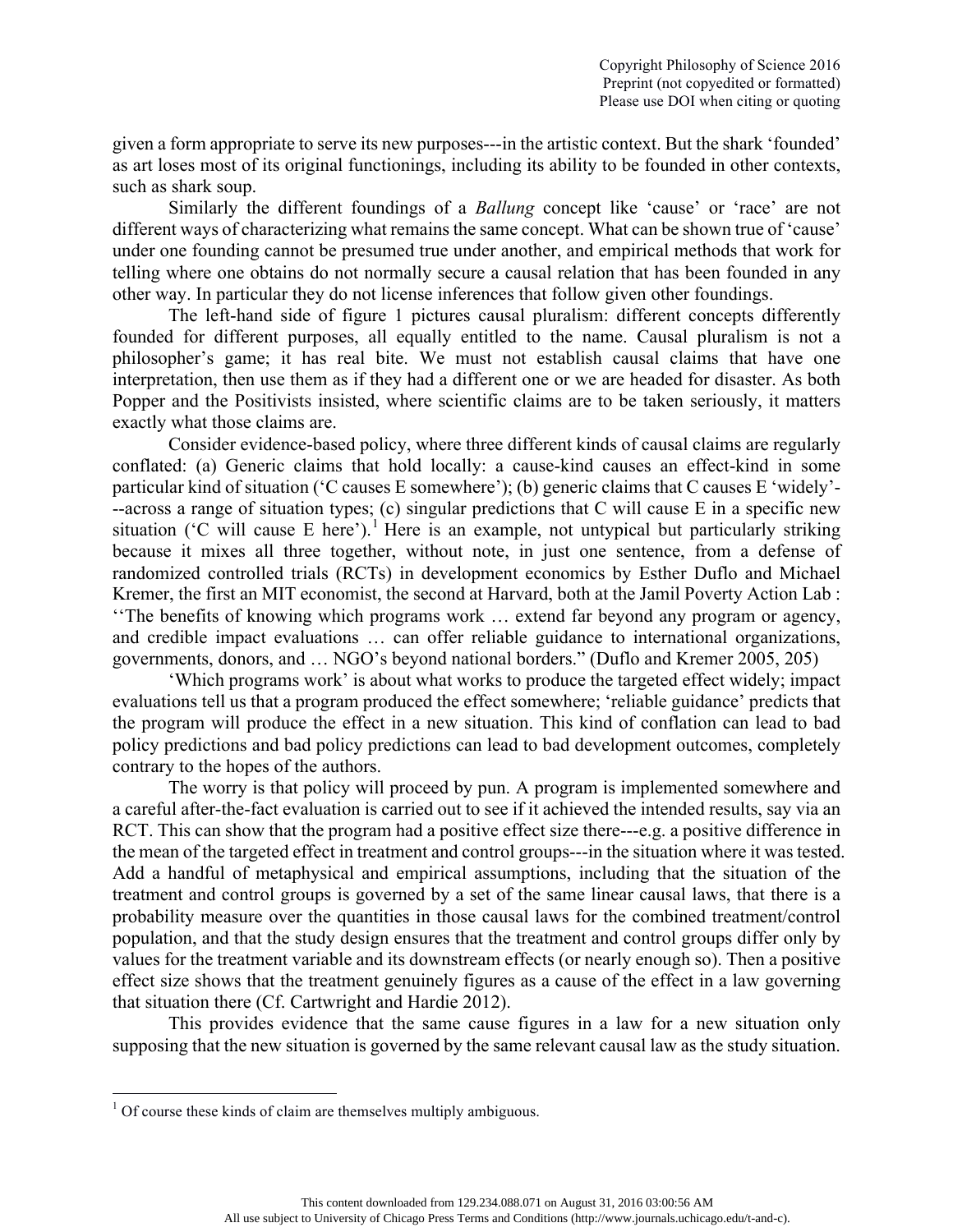given a form appropriate to serve its new purposes---in the artistic context. But the shark 'founded' as art loses most of its original functionings, including its ability to be founded in other contexts, such as shark soup.

Similarly the different foundings of a *Ballung* concept like 'cause' or 'race' are not different ways of characterizing what remains the same concept. What can be shown true of 'cause' under one founding cannot be presumed true under another, and empirical methods that work for telling where one obtains do not normally secure a causal relation that has been founded in any other way. In particular they do not license inferences that follow given other foundings.

The left-hand side of figure 1 pictures causal pluralism: different concepts differently founded for different purposes, all equally entitled to the name. Causal pluralism is not a philosopher's game; it has real bite. We must not establish causal claims that have one interpretation, then use them as if they had a different one or we are headed for disaster. As both Popper and the Positivists insisted, where scientific claims are to be taken seriously, it matters exactly what those claims are.

Consider evidence-based policy, where three different kinds of causal claims are regularly conflated: (a) Generic claims that hold locally: a cause-kind causes an effect-kind in some particular kind of situation ('C causes E somewhere'); (b) generic claims that C causes E 'widely'---across a range of situation types; (c) singular predictions that C will cause E in a specific new situation ('C will cause E here').[1] Here is an example, not untypical but particularly striking because it mixes all three together, without note, in just one sentence, from a defense of randomized controlled trials (RCTs) in development economics by Esther Duflo and Michael Kremer, the first an MIT economist, the second at Harvard, both at the Jamil Poverty Action Lab : ''The benefits of knowing which programs work … extend far beyond any program or agency, and credible impact evaluations … can offer reliable guidance to international organizations, governments, donors, and … NGO's beyond national borders." (Duflo and Kremer 2005, 205)

'Which programs work' is about what works to produce the targeted effect widely; impact evaluations tell us that a program produced the effect somewhere; 'reliable guidance' predicts that the program will produce the effect in a new situation. This kind of conflation can lead to bad policy predictions and bad policy predictions can lead to bad development outcomes, completely contrary to the hopes of the authors.

The worry is that policy will proceed by pun. A program is implemented somewhere and a careful after-the-fact evaluation is carried out to see if it achieved the intended results, say via an RCT. This can show that the program had a positive effect size there---e.g. a positive difference in the mean of the targeted effect in treatment and control groups---in the situation where it was tested. Add a handful of metaphysical and empirical assumptions, including that the situation of the treatment and control groups is governed by a set of the same linear causal laws, that there is a probability measure over the quantities in those causal laws for the combined treatment/control population, and that the study design ensures that the treatment and control groups differ only by values for the treatment variable and its downstream effects (or nearly enough so). Then a positive effect size shows that the treatment genuinely figures as a cause of the effect in a law governing that situation there (Cf. Cartwright and Hardie 2012).

This provides evidence that the same cause figures in a law for a new situation only supposing that the new situation is governed by the same relevant causal law as the study situation.

[1] Of course these kinds of claim are themselves multiply ambiguous.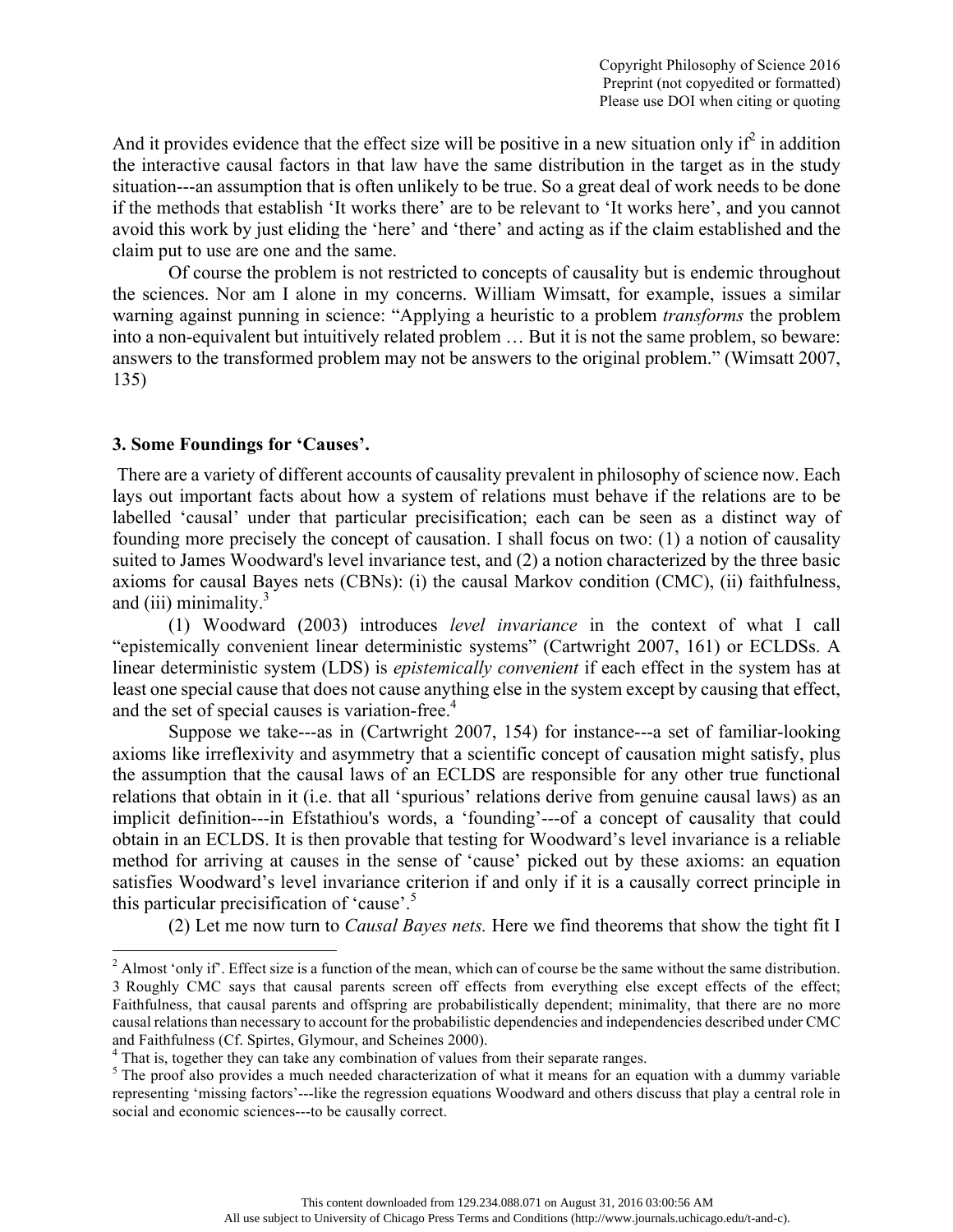And it provides evidence that the effect size will be positive in a new situation only if[2] in addition the interactive causal factors in that law have the same distribution in the target as in the study situation---an assumption that is often unlikely to be true. So a great deal of work needs to be done if the methods that establish 'It works there' are to be relevant to 'It works here', and you cannot avoid this work by just eliding the 'here' and 'there' and acting as if the claim established and the claim put to use are one and the same.

Of course the problem is not restricted to concepts of causality but is endemic throughout the sciences. Nor am I alone in my concerns. William Wimsatt, for example, issues a similar warning against punning in science: "Applying a heuristic to a problem *transforms* the problem into a non-equivalent but intuitively related problem … But it is not the same problem, so beware: answers to the transformed problem may not be answers to the original problem." (Wimsatt 2007, 135)

### 3. Some Foundings for 'Causes'.

There are a variety of different accounts of causality prevalent in philosophy of science now. Each lays out important facts about how a system of relations must behave if the relations are to be labelled 'causal' under that particular precisification; each can be seen as a distinct way of founding more precisely the concept of causation. I shall focus on two: (1) a notion of causality suited to James Woodward's level invariance test, and (2) a notion characterized by the three basic axioms for causal Bayes nets (CBNs): (i) the causal Markov condition (CMC), (ii) faithfulness, and (iii) minimality.[3]

(1) Woodward (2003) introduces *level invariance* in the context of what I call "epistemically convenient linear deterministic systems" (Cartwright 2007, 161) or ECLDSs. A linear deterministic system (LDS) is *epistemically convenient* if each effect in the system has at least one special cause that does not cause anything else in the system except by causing that effect, and the set of special causes is variation-free.[4]

Suppose we take---as in (Cartwright 2007, 154) for instance---a set of familiar-looking axioms like irreflexivity and asymmetry that a scientific concept of causation might satisfy, plus the assumption that the causal laws of an ECLDS are responsible for any other true functional relations that obtain in it (i.e. that all 'spurious' relations derive from genuine causal laws) as an implicit definition---in Efstathiou's words, a 'founding'---of a concept of causality that could obtain in an ECLDS. It is then provable that testing for Woodward's level invariance is a reliable method for arriving at causes in the sense of 'cause' picked out by these axioms: an equation satisfies Woodward's level invariance criterion if and only if it is a causally correct principle in this particular precisification of 'cause'.[5]

(2) Let me now turn to *Causal Bayes nets.* Here we find theorems that show the tight fit I

---

[2] Almost 'only if'. Effect size is a function of the mean, which can of course be the same without the same distribution.

[3] Roughly CMC says that causal parents screen off effects from everything else except effects of the effect; Faithfulness, that causal parents and offspring are probabilistically dependent; minimality, that there are no more causal relations than necessary to account for the probabilistic dependencies and independencies described under CMC and Faithfulness (Cf. Spirtes, Glymour, and Scheines 2000).

[4] That is, together they can take any combination of values from their separate ranges.

[5] The proof also provides a much needed characterization of what it means for an equation with a dummy variable representing 'missing factors'---like the regression equations Woodward and others discuss that play a central role in social and economic sciences---to be causally correct.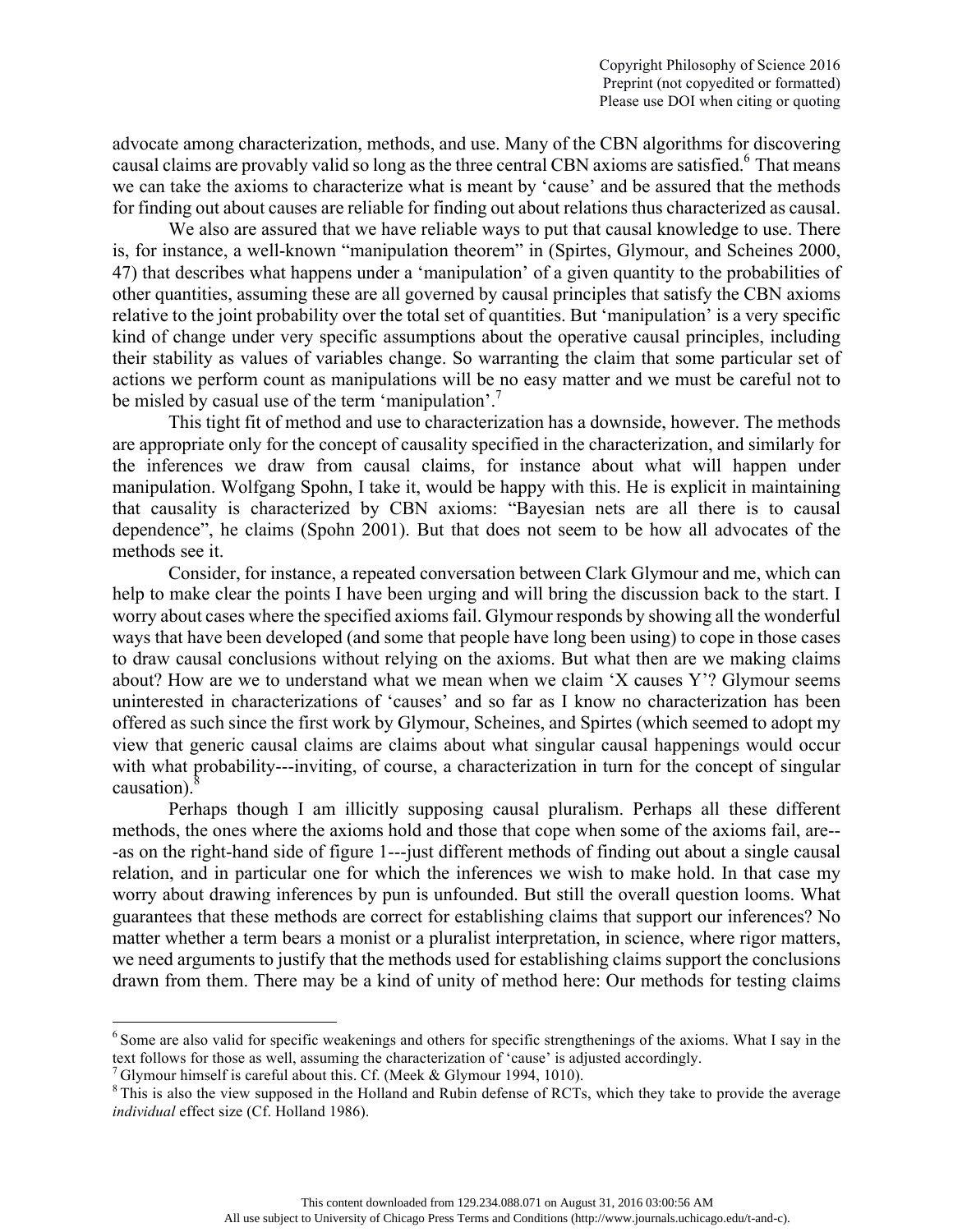advocate among characterization, methods, and use. Many of the CBN algorithms for discovering causal claims are provably valid so long as the three central CBN axioms are satisfied.[6] That means we can take the axioms to characterize what is meant by 'cause' and be assured that the methods for finding out about causes are reliable for finding out about relations thus characterized as causal.

We also are assured that we have reliable ways to put that causal knowledge to use. There is, for instance, a well-known "manipulation theorem" in (Spirtes, Glymour, and Scheines 2000, 47) that describes what happens under a 'manipulation' of a given quantity to the probabilities of other quantities, assuming these are all governed by causal principles that satisfy the CBN axioms relative to the joint probability over the total set of quantities. But 'manipulation' is a very specific kind of change under very specific assumptions about the operative causal principles, including their stability as values of variables change. So warranting the claim that some particular set of actions we perform count as manipulations will be no easy matter and we must be careful not to be misled by casual use of the term 'manipulation'.[7]

This tight fit of method and use to characterization has a downside, however. The methods are appropriate only for the concept of causality specified in the characterization, and similarly for the inferences we draw from causal claims, for instance about what will happen under manipulation. Wolfgang Spohn, I take it, would be happy with this. He is explicit in maintaining that causality is characterized by CBN axioms: "Bayesian nets are all there is to causal dependence", he claims (Spohn 2001). But that does not seem to be how all advocates of the methods see it.

Consider, for instance, a repeated conversation between Clark Glymour and me, which can help to make clear the points I have been urging and will bring the discussion back to the start. I worry about cases where the specified axioms fail. Glymour responds by showing all the wonderful ways that have been developed (and some that people have long been using) to cope in those cases to draw causal conclusions without relying on the axioms. But what then are we making claims about? How are we to understand what we mean when we claim 'X causes Y'? Glymour seems uninterested in characterizations of 'causes' and so far as I know no characterization has been offered as such since the first work by Glymour, Scheines, and Spirtes (which seemed to adopt my view that generic causal claims are claims about what singular causal happenings would occur with what probability---inviting, of course, a characterization in turn for the concept of singular causation).[8]

Perhaps though I am illicitly supposing causal pluralism. Perhaps all these different methods, the ones where the axioms hold and those that cope when some of the axioms fail, are---as on the right-hand side of figure 1---just different methods of finding out about a single causal relation, and in particular one for which the inferences we wish to make hold. In that case my worry about drawing inferences by pun is unfounded. But still the overall question looms. What guarantees that these methods are correct for establishing claims that support our inferences? No matter whether a term bears a monist or a pluralist interpretation, in science, where rigor matters, we need arguments to justify that the methods used for establishing claims support the conclusions drawn from them. There may be a kind of unity of method here: Our methods for testing claims

---

[6] Some are also valid for specific weakenings and others for specific strengthenings of the axioms. What I say in the text follows for those as well, assuming the characterization of 'cause' is adjusted accordingly.

[7] Glymour himself is careful about this. Cf. (Meek & Glymour 1994, 1010).

[8] This is also the view supposed in the Holland and Rubin defense of RCTs, which they take to provide the average *individual* effect size (Cf. Holland 1986).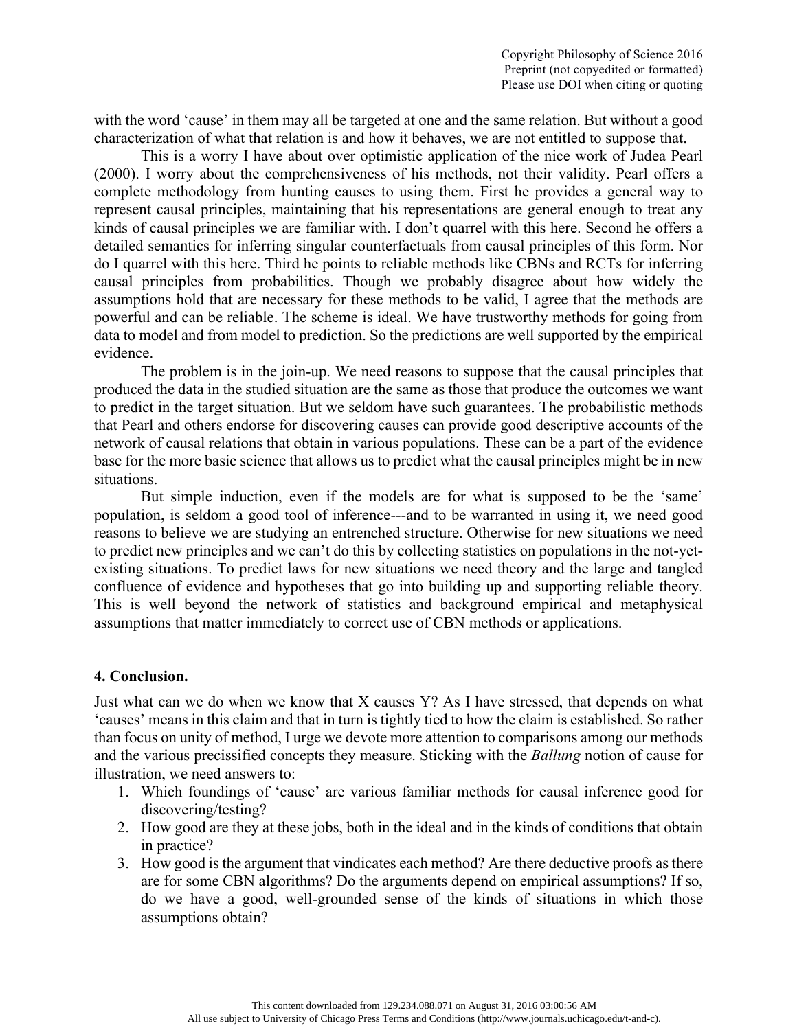with the word 'cause' in them may all be targeted at one and the same relation. But without a good characterization of what that relation is and how it behaves, we are not entitled to suppose that.

This is a worry I have about over optimistic application of the nice work of Judea Pearl (2000). I worry about the comprehensiveness of his methods, not their validity. Pearl offers a complete methodology from hunting causes to using them. First he provides a general way to represent causal principles, maintaining that his representations are general enough to treat any kinds of causal principles we are familiar with. I don't quarrel with this here. Second he offers a detailed semantics for inferring singular counterfactuals from causal principles of this form. Nor do I quarrel with this here. Third he points to reliable methods like CBNs and RCTs for inferring causal principles from probabilities. Though we probably disagree about how widely the assumptions hold that are necessary for these methods to be valid, I agree that the methods are powerful and can be reliable. The scheme is ideal. We have trustworthy methods for going from data to model and from model to prediction. So the predictions are well supported by the empirical evidence.

The problem is in the join-up. We need reasons to suppose that the causal principles that produced the data in the studied situation are the same as those that produce the outcomes we want to predict in the target situation. But we seldom have such guarantees. The probabilistic methods that Pearl and others endorse for discovering causes can provide good descriptive accounts of the network of causal relations that obtain in various populations. These can be a part of the evidence base for the more basic science that allows us to predict what the causal principles might be in new situations.

But simple induction, even if the models are for what is supposed to be the 'same' population, is seldom a good tool of inference---and to be warranted in using it, we need good reasons to believe we are studying an entrenched structure. Otherwise for new situations we need to predict new principles and we can't do this by collecting statistics on populations in the not-yet-existing situations. To predict laws for new situations we need theory and the large and tangled confluence of evidence and hypotheses that go into building up and supporting reliable theory. This is well beyond the network of statistics and background empirical and metaphysical assumptions that matter immediately to correct use of CBN methods or applications.

## 4. Conclusion.

Just what can we do when we know that X causes Y? As I have stressed, that depends on what 'causes' means in this claim and that in turn is tightly tied to how the claim is established. So rather than focus on unity of method, I urge we devote more attention to comparisons among our methods and the various precissified concepts they measure. Sticking with the *Ballung* notion of cause for illustration, we need answers to:

1. Which foundings of 'cause' are various familiar methods for causal inference good for discovering/testing?
2. How good are they at these jobs, both in the ideal and in the kinds of conditions that obtain in practice?
3. How good is the argument that vindicates each method? Are there deductive proofs as there are for some CBN algorithms? Do the arguments depend on empirical assumptions? If so, do we have a good, well-grounded sense of the kinds of situations in which those assumptions obtain?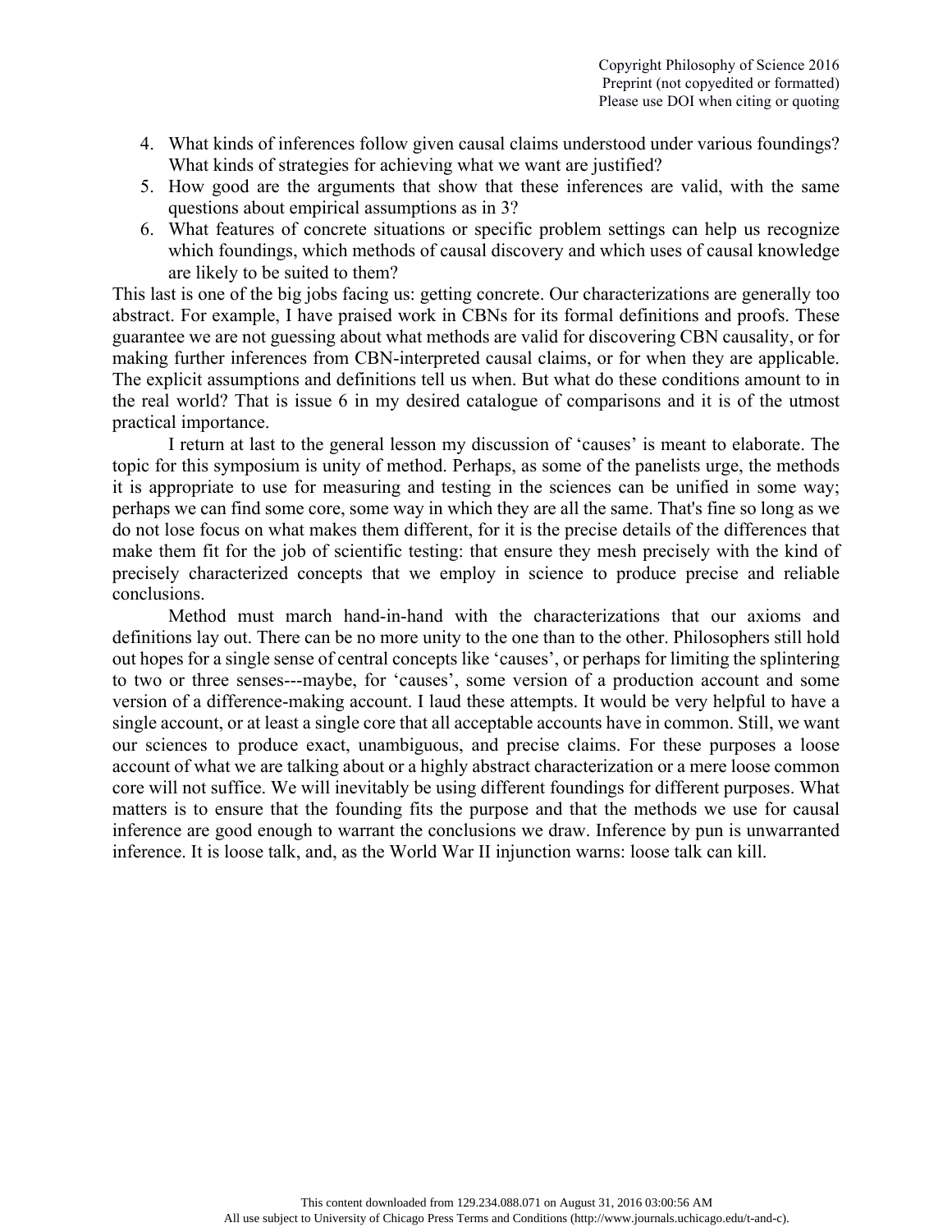4. What kinds of inferences follow given causal claims understood under various foundings? What kinds of strategies for achieving what we want are justified?
5. How good are the arguments that show that these inferences are valid, with the same questions about empirical assumptions as in 3?
6. What features of concrete situations or specific problem settings can help us recognize which foundings, which methods of causal discovery and which uses of causal knowledge are likely to be suited to them?

This last is one of the big jobs facing us: getting concrete. Our characterizations are generally too abstract. For example, I have praised work in CBNs for its formal definitions and proofs. These guarantee we are not guessing about what methods are valid for discovering CBN causality, or for making further inferences from CBN-interpreted causal claims, or for when they are applicable. The explicit assumptions and definitions tell us when. But what do these conditions amount to in the real world? That is issue 6 in my desired catalogue of comparisons and it is of the utmost practical importance.

I return at last to the general lesson my discussion of 'causes' is meant to elaborate. The topic for this symposium is unity of method. Perhaps, as some of the panelists urge, the methods it is appropriate to use for measuring and testing in the sciences can be unified in some way; perhaps we can find some core, some way in which they are all the same. That's fine so long as we do not lose focus on what makes them different, for it is the precise details of the differences that make them fit for the job of scientific testing: that ensure they mesh precisely with the kind of precisely characterized concepts that we employ in science to produce precise and reliable conclusions.

Method must march hand-in-hand with the characterizations that our axioms and definitions lay out. There can be no more unity to the one than to the other. Philosophers still hold out hopes for a single sense of central concepts like 'causes', or perhaps for limiting the splintering to two or three senses---maybe, for 'causes', some version of a production account and some version of a difference-making account. I laud these attempts. It would be very helpful to have a single account, or at least a single core that all acceptable accounts have in common. Still, we want our sciences to produce exact, unambiguous, and precise claims. For these purposes a loose account of what we are talking about or a highly abstract characterization or a mere loose common core will not suffice. We will inevitably be using different foundings for different purposes. What matters is to ensure that the founding fits the purpose and that the methods we use for causal inference are good enough to warrant the conclusions we draw. Inference by pun is unwarranted inference. It is loose talk, and, as the World War II injunction warns: loose talk can kill.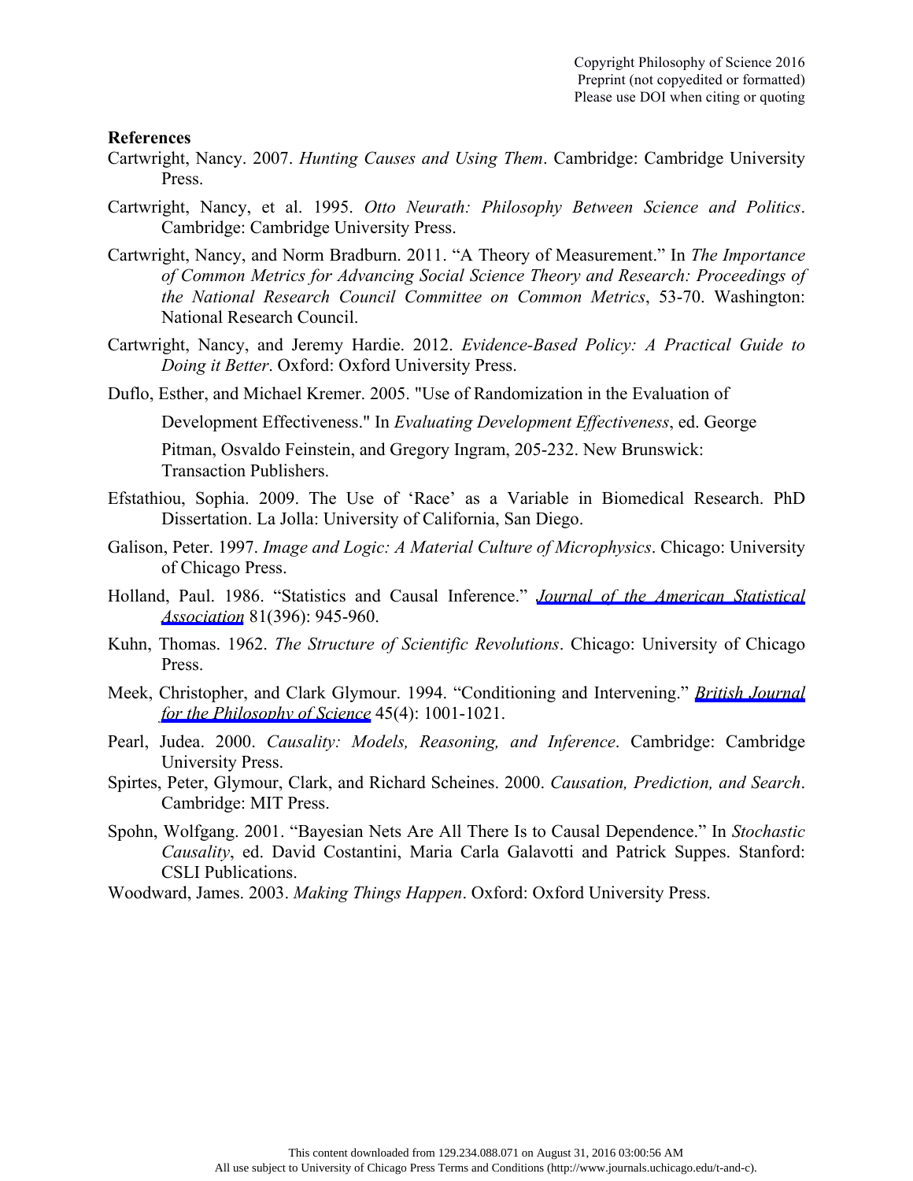**References**

Cartwright, Nancy. 2007. *Hunting Causes and Using Them*. Cambridge: Cambridge University Press.

Cartwright, Nancy, et al. 1995. *Otto Neurath: Philosophy Between Science and Politics*. Cambridge: Cambridge University Press.

Cartwright, Nancy, and Norm Bradburn. 2011. "A Theory of Measurement." In *The Importance of Common Metrics for Advancing Social Science Theory and Research: Proceedings of the National Research Council Committee on Common Metrics*, 53-70. Washington: National Research Council.

Cartwright, Nancy, and Jeremy Hardie. 2012. *Evidence-Based Policy: A Practical Guide to Doing it Better*. Oxford: Oxford University Press.

Duflo, Esther, and Michael Kremer. 2005. "Use of Randomization in the Evaluation of Development Effectiveness." In *Evaluating Development Effectiveness*, ed. George Pitman, Osvaldo Feinstein, and Gregory Ingram, 205-232. New Brunswick: Transaction Publishers.

Efstathiou, Sophia. 2009. The Use of 'Race' as a Variable in Biomedical Research. PhD Dissertation. La Jolla: University of California, San Diego.

Galison, Peter. 1997. *Image and Logic: A Material Culture of Microphysics*. Chicago: University of Chicago Press.

Holland, Paul. 1986. "Statistics and Causal Inference." *Journal of the American Statistical Association* 81(396): 945-960.

Kuhn, Thomas. 1962. *The Structure of Scientific Revolutions*. Chicago: University of Chicago Press.

Meek, Christopher, and Clark Glymour. 1994. "Conditioning and Intervening." *British Journal for the Philosophy of Science* 45(4): 1001-1021.

Pearl, Judea. 2000. *Causality: Models, Reasoning, and Inference*. Cambridge: Cambridge University Press.

Spirtes, Peter, Glymour, Clark, and Richard Scheines. 2000. *Causation, Prediction, and Search*. Cambridge: MIT Press.

Spohn, Wolfgang. 2001. "Bayesian Nets Are All There Is to Causal Dependence." In *Stochastic Causality*, ed. David Costantini, Maria Carla Galavotti and Patrick Suppes. Stanford: CSLI Publications.

Woodward, James. 2003. *Making Things Happen*. Oxford: Oxford University Press.